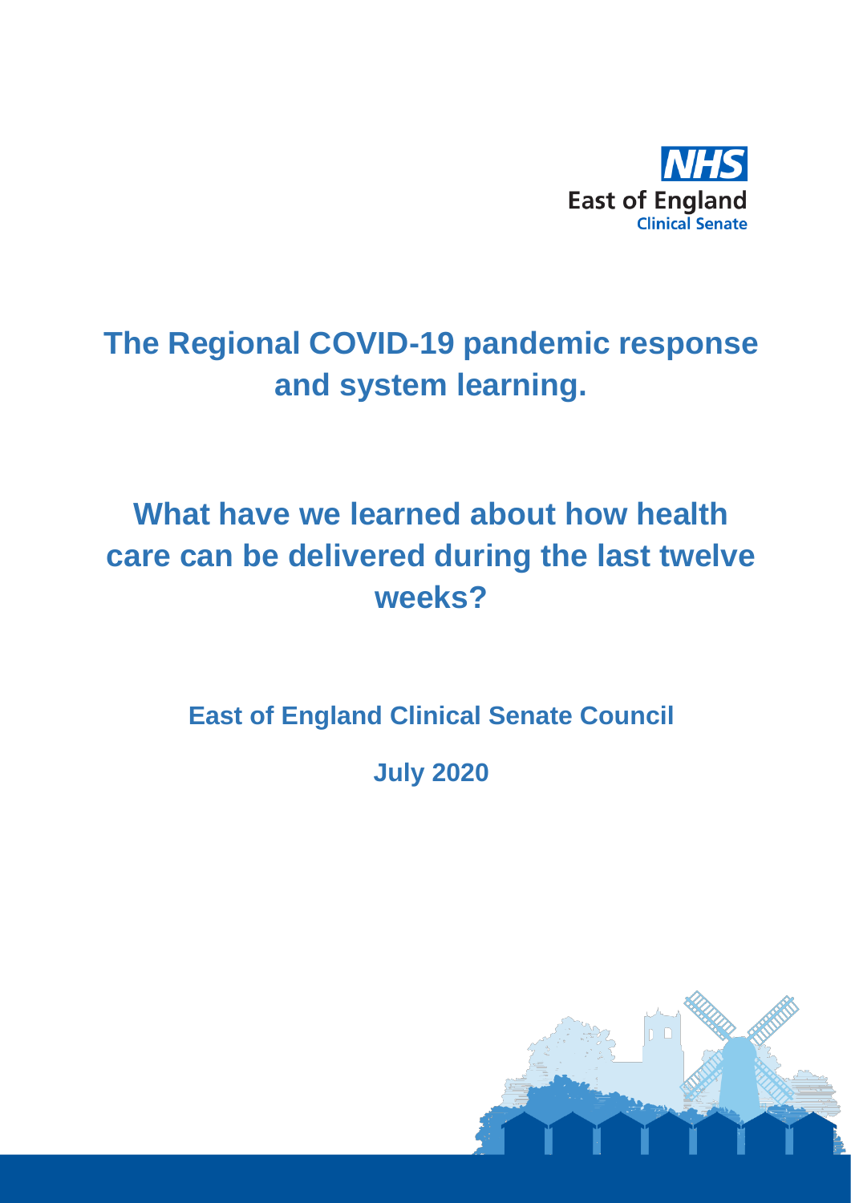NHS

East of England

Clinical Senate

# The Regional COVID-19 pandemic response and system learning.

# What have we learned about how health care can be delivered during the last twelve weeks?

## East of England Clinical Senate Council

## July 2020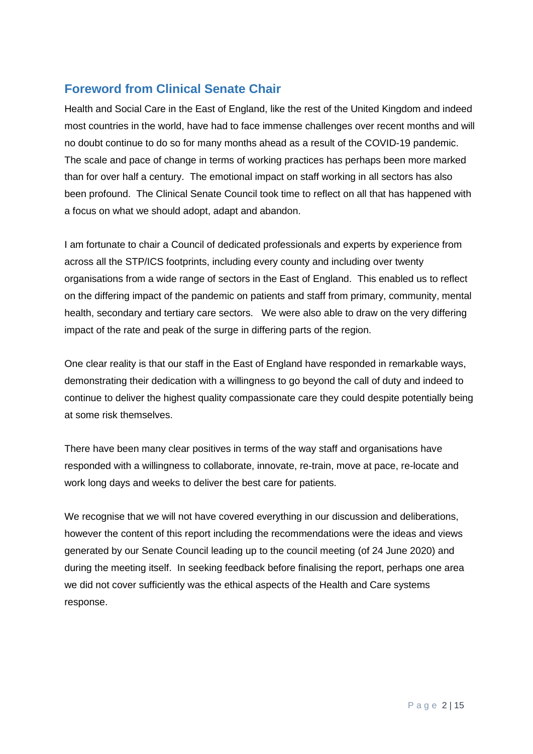## Foreword from Clinical Senate Chair

Health and Social Care in the East of England, like the rest of the United Kingdom and indeed most countries in the world, have had to face immense challenges over recent months and will no doubt continue to do so for many months ahead as a result of the COVID-19 pandemic. The scale and pace of change in terms of working practices has perhaps been more marked than for over half a century. The emotional impact on staff working in all sectors has also been profound. The Clinical Senate Council took time to reflect on all that has happened with a focus on what we should adopt, adapt and abandon.

I am fortunate to chair a Council of dedicated professionals and experts by experience from across all the STP/ICS footprints, including every county and including over twenty organisations from a wide range of sectors in the East of England. This enabled us to reflect on the differing impact of the pandemic on patients and staff from primary, community, mental health, secondary and tertiary care sectors. We were also able to draw on the very differing impact of the rate and peak of the surge in differing parts of the region.

One clear reality is that our staff in the East of England have responded in remarkable ways, demonstrating their dedication with a willingness to go beyond the call of duty and indeed to continue to deliver the highest quality compassionate care they could despite potentially being at some risk themselves.

There have been many clear positives in terms of the way staff and organisations have responded with a willingness to collaborate, innovate, re-train, move at pace, re-locate and work long days and weeks to deliver the best care for patients.

We recognise that we will not have covered everything in our discussion and deliberations, however the content of this report including the recommendations were the ideas and views generated by our Senate Council leading up to the council meeting (of 24 June 2020) and during the meeting itself. In seeking feedback before finalising the report, perhaps one area we did not cover sufficiently was the ethical aspects of the Health and Care systems response.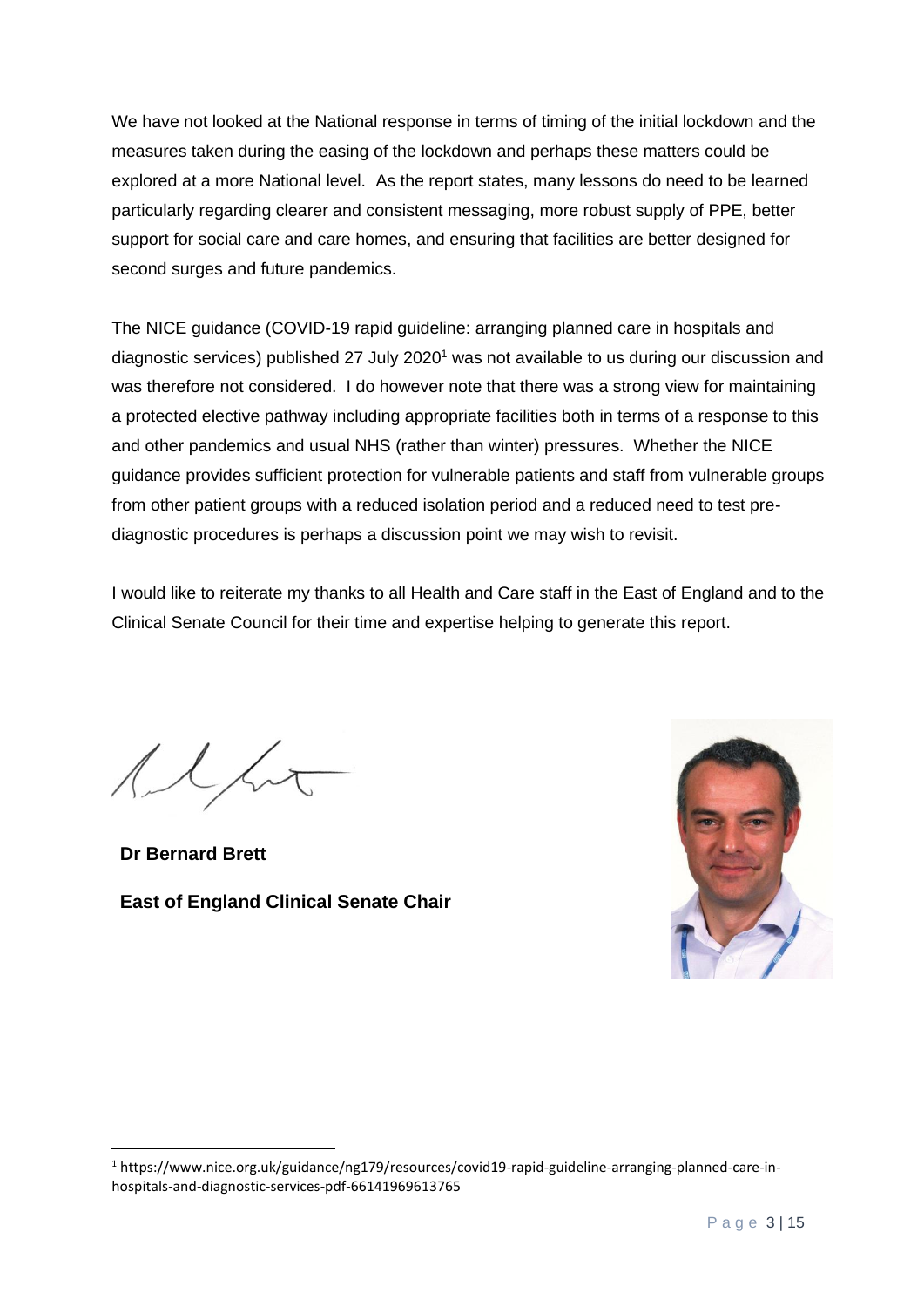We have not looked at the National response in terms of timing of the initial lockdown and the measures taken during the easing of the lockdown and perhaps these matters could be explored at a more National level. As the report states, many lessons do need to be learned particularly regarding clearer and consistent messaging, more robust supply of PPE, better support for social care and care homes, and ensuring that facilities are better designed for second surges and future pandemics.

The NICE guidance (COVID-19 rapid guideline: arranging planned care in hospitals and diagnostic services) published 27 July 2020[1] was not available to us during our discussion and was therefore not considered. I do however note that there was a strong view for maintaining a protected elective pathway including appropriate facilities both in terms of a response to this and other pandemics and usual NHS (rather than winter) pressures. Whether the NICE guidance provides sufficient protection for vulnerable patients and staff from vulnerable groups from other patient groups with a reduced isolation period and a reduced need to test pre-diagnostic procedures is perhaps a discussion point we may wish to revisit.

I would like to reiterate my thanks to all Health and Care staff in the East of England and to the Clinical Senate Council for their time and expertise helping to generate this report.

**Dr Bernard Brett**

**East of England Clinical Senate Chair**

---

[1] https://www.nice.org.uk/guidance/ng179/resources/covid19-rapid-guideline-arranging-planned-care-in-hospitals-and-diagnostic-services-pdf-66141969613765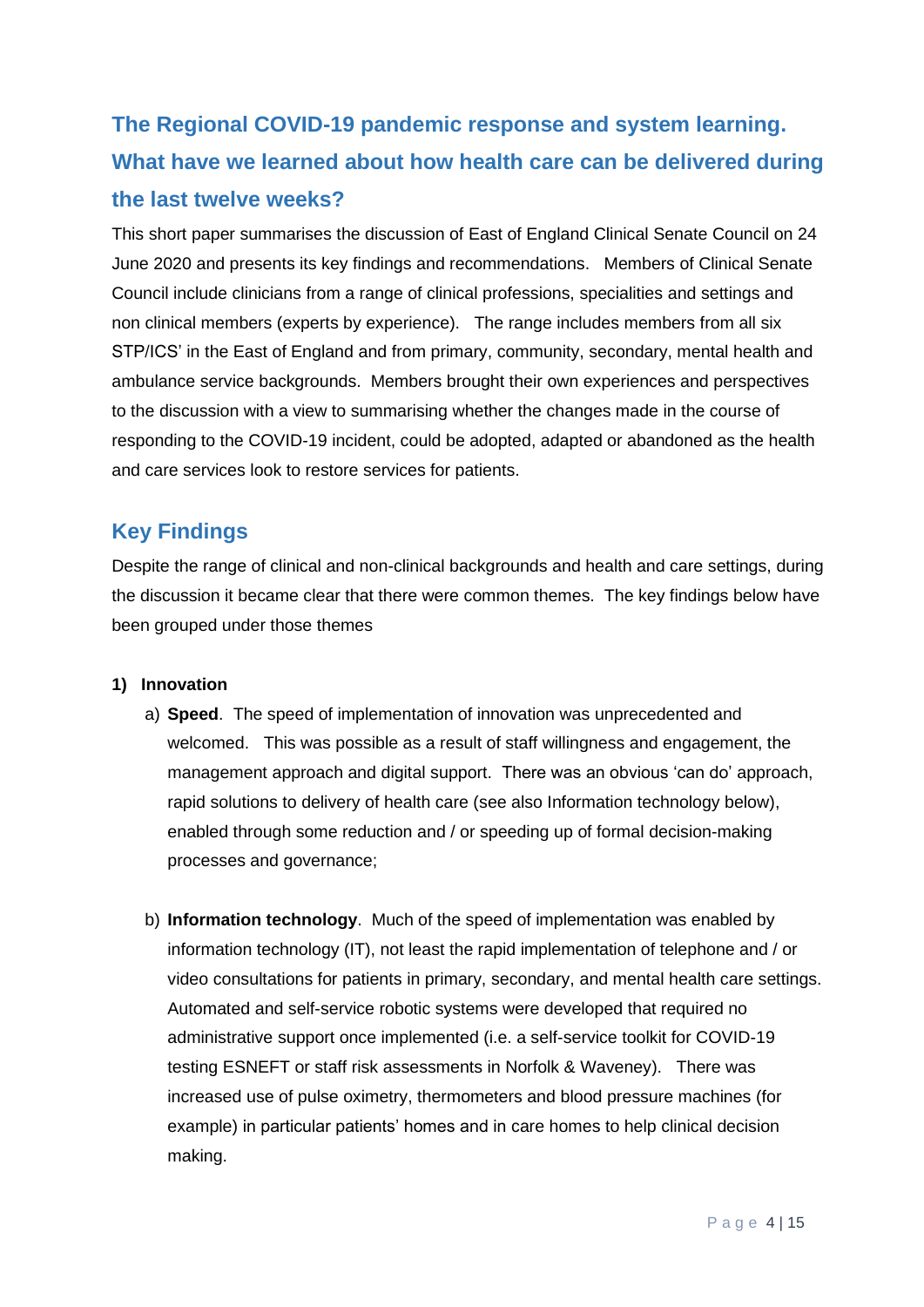## The Regional COVID-19 pandemic response and system learning. What have we learned about how health care can be delivered during the last twelve weeks?

This short paper summarises the discussion of East of England Clinical Senate Council on 24 June 2020 and presents its key findings and recommendations. Members of Clinical Senate Council include clinicians from a range of clinical professions, specialities and settings and non clinical members (experts by experience). The range includes members from all six STP/ICS' in the East of England and from primary, community, secondary, mental health and ambulance service backgrounds. Members brought their own experiences and perspectives to the discussion with a view to summarising whether the changes made in the course of responding to the COVID-19 incident, could be adopted, adapted or abandoned as the health and care services look to restore services for patients.

## Key Findings

Despite the range of clinical and non-clinical backgrounds and health and care settings, during the discussion it became clear that there were common themes. The key findings below have been grouped under those themes

**1) Innovation**

a) **Speed**. The speed of implementation of innovation was unprecedented and welcomed. This was possible as a result of staff willingness and engagement, the management approach and digital support. There was an obvious 'can do' approach, rapid solutions to delivery of health care (see also Information technology below), enabled through some reduction and / or speeding up of formal decision-making processes and governance;

b) **Information technology**. Much of the speed of implementation was enabled by information technology (IT), not least the rapid implementation of telephone and / or video consultations for patients in primary, secondary, and mental health care settings. Automated and self-service robotic systems were developed that required no administrative support once implemented (i.e. a self-service toolkit for COVID-19 testing ESNEFT or staff risk assessments in Norfolk & Waveney). There was increased use of pulse oximetry, thermometers and blood pressure machines (for example) in particular patients' homes and in care homes to help clinical decision making.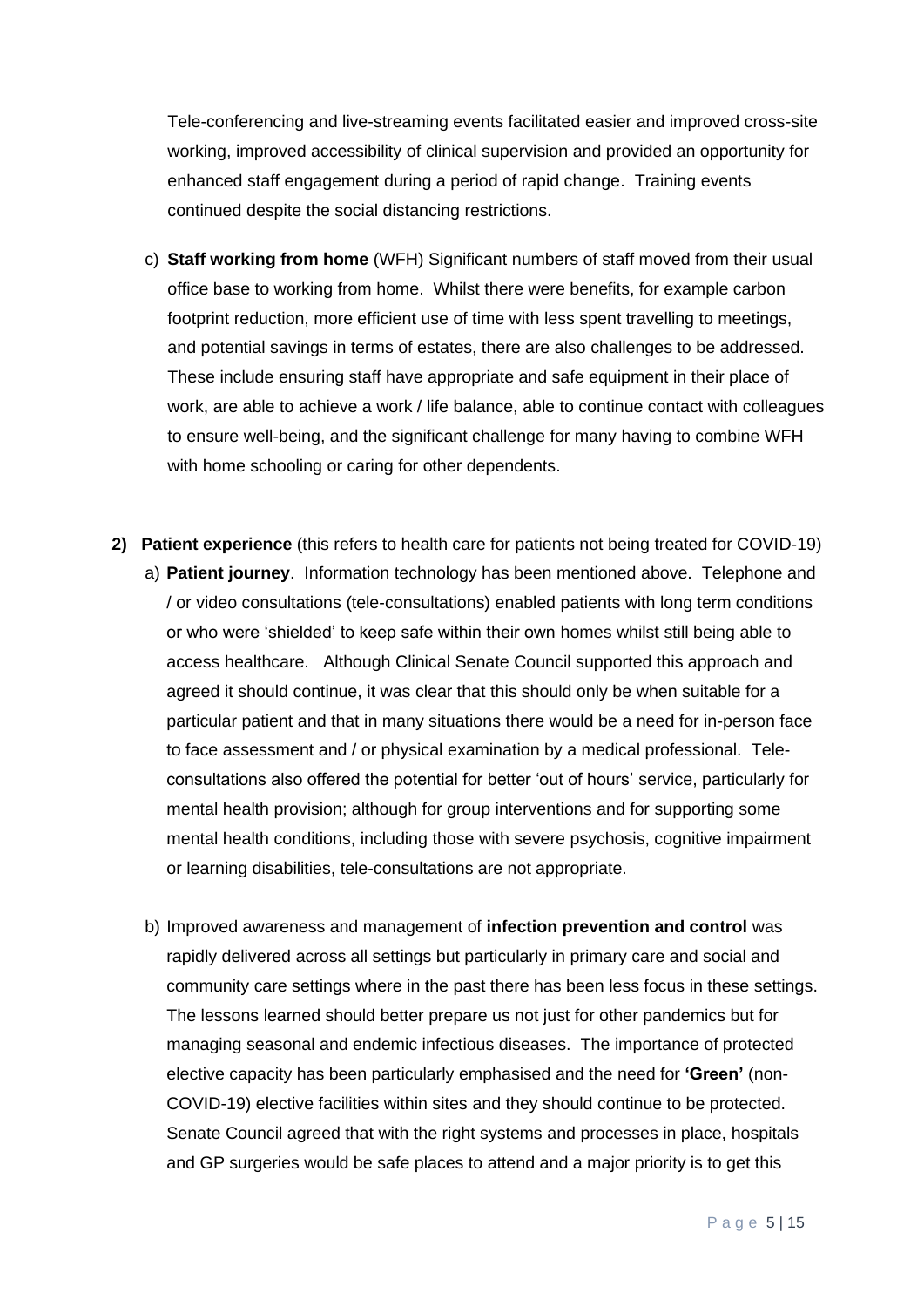Tele-conferencing and live-streaming events facilitated easier and improved cross-site working, improved accessibility of clinical supervision and provided an opportunity for enhanced staff engagement during a period of rapid change. Training events continued despite the social distancing restrictions.

c) **Staff working from home** (WFH) Significant numbers of staff moved from their usual office base to working from home. Whilst there were benefits, for example carbon footprint reduction, more efficient use of time with less spent travelling to meetings, and potential savings in terms of estates, there are also challenges to be addressed. These include ensuring staff have appropriate and safe equipment in their place of work, are able to achieve a work / life balance, able to continue contact with colleagues to ensure well-being, and the significant challenge for many having to combine WFH with home schooling or caring for other dependents.

**2) Patient experience** (this refers to health care for patients not being treated for COVID-19)

a) **Patient journey**. Information technology has been mentioned above. Telephone and / or video consultations (tele-consultations) enabled patients with long term conditions or who were 'shielded' to keep safe within their own homes whilst still being able to access healthcare. Although Clinical Senate Council supported this approach and agreed it should continue, it was clear that this should only be when suitable for a particular patient and that in many situations there would be a need for in-person face to face assessment and / or physical examination by a medical professional. Tele-consultations also offered the potential for better 'out of hours' service, particularly for mental health provision; although for group interventions and for supporting some mental health conditions, including those with severe psychosis, cognitive impairment or learning disabilities, tele-consultations are not appropriate.

b) Improved awareness and management of **infection prevention and control** was rapidly delivered across all settings but particularly in primary care and social and community care settings where in the past there has been less focus in these settings. The lessons learned should better prepare us not just for other pandemics but for managing seasonal and endemic infectious diseases. The importance of protected elective capacity has been particularly emphasised and the need for **'Green'** (non-COVID-19) elective facilities within sites and they should continue to be protected. Senate Council agreed that with the right systems and processes in place, hospitals and GP surgeries would be safe places to attend and a major priority is to get this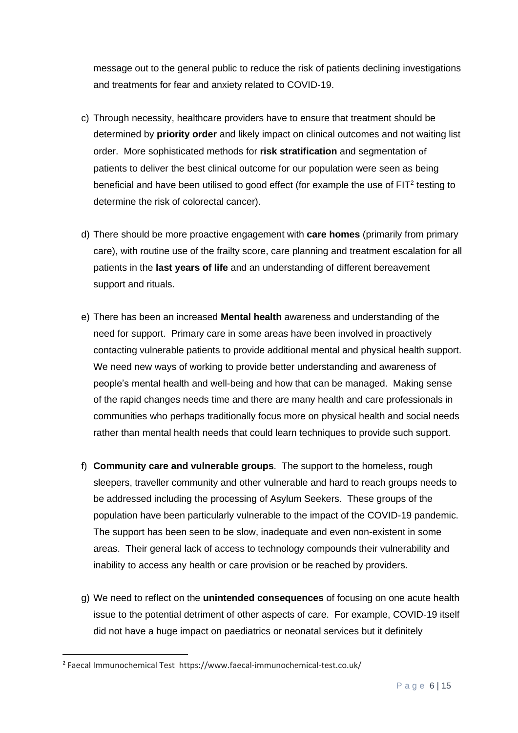message out to the general public to reduce the risk of patients declining investigations and treatments for fear and anxiety related to COVID-19.

c) Through necessity, healthcare providers have to ensure that treatment should be determined by **priority order** and likely impact on clinical outcomes and not waiting list order. More sophisticated methods for **risk stratification** and segmentation of patients to deliver the best clinical outcome for our population were seen as being beneficial and have been utilised to good effect (for example the use of FIT[2] testing to determine the risk of colorectal cancer).

d) There should be more proactive engagement with **care homes** (primarily from primary care), with routine use of the frailty score, care planning and treatment escalation for all patients in the **last years of life** and an understanding of different bereavement support and rituals.

e) There has been an increased **Mental health** awareness and understanding of the need for support. Primary care in some areas have been involved in proactively contacting vulnerable patients to provide additional mental and physical health support. We need new ways of working to provide better understanding and awareness of people's mental health and well-being and how that can be managed. Making sense of the rapid changes needs time and there are many health and care professionals in communities who perhaps traditionally focus more on physical health and social needs rather than mental health needs that could learn techniques to provide such support.

f) **Community care and vulnerable groups**. The support to the homeless, rough sleepers, traveller community and other vulnerable and hard to reach groups needs to be addressed including the processing of Asylum Seekers. These groups of the population have been particularly vulnerable to the impact of the COVID-19 pandemic. The support has been seen to be slow, inadequate and even non-existent in some areas. Their general lack of access to technology compounds their vulnerability and inability to access any health or care provision or be reached by providers.

g) We need to reflect on the **unintended consequences** of focusing on one acute health issue to the potential detriment of other aspects of care. For example, COVID-19 itself did not have a huge impact on paediatrics or neonatal services but it definitely

[2] Faecal Immunochemical Test https://www.faecal-immunochemical-test.co.uk/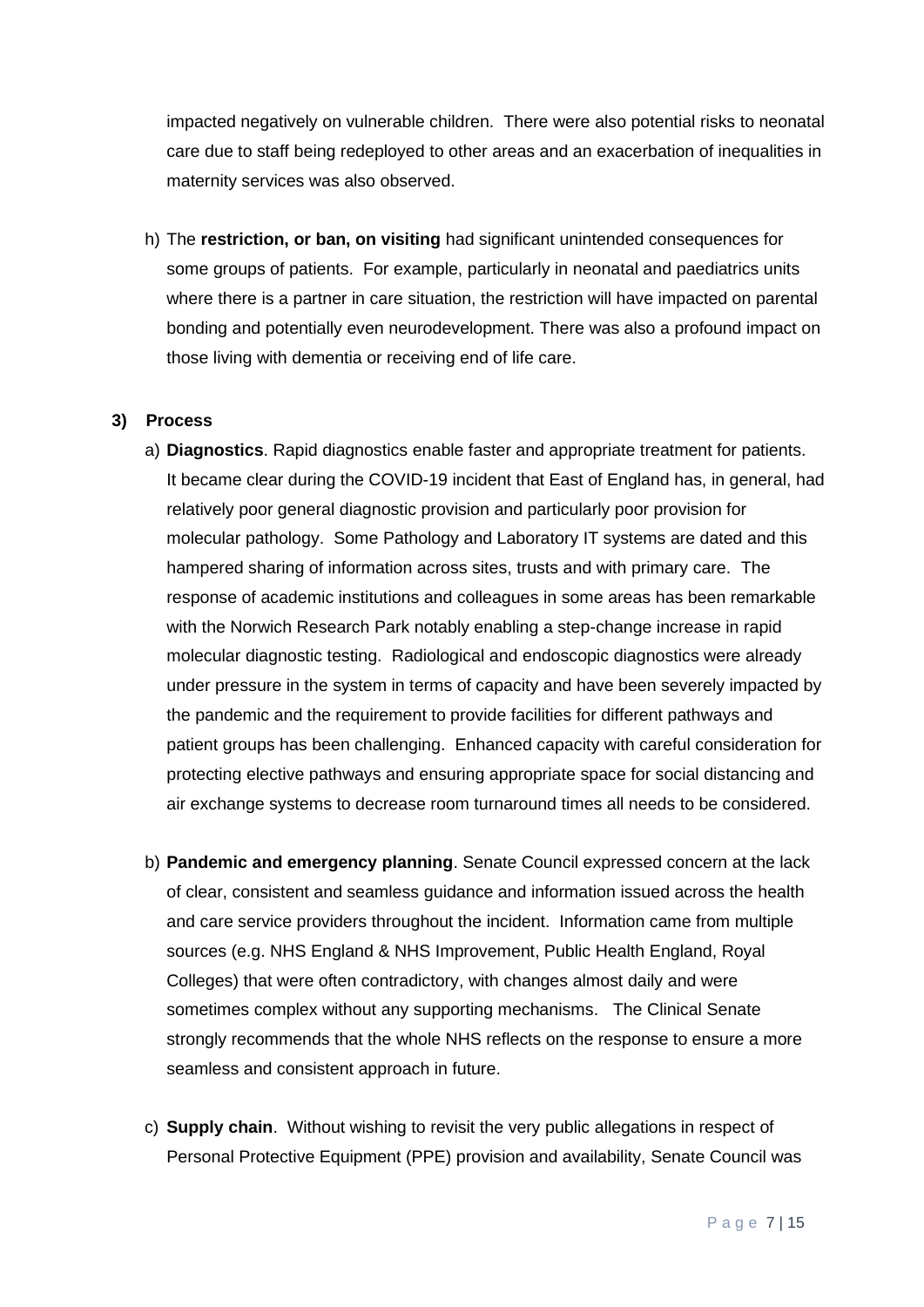impacted negatively on vulnerable children. There were also potential risks to neonatal care due to staff being redeployed to other areas and an exacerbation of inequalities in maternity services was also observed.

h) The **restriction, or ban, on visiting** had significant unintended consequences for some groups of patients. For example, particularly in neonatal and paediatrics units where there is a partner in care situation, the restriction will have impacted on parental bonding and potentially even neurodevelopment. There was also a profound impact on those living with dementia or receiving end of life care.

**3) Process**

a) **Diagnostics**. Rapid diagnostics enable faster and appropriate treatment for patients. It became clear during the COVID-19 incident that East of England has, in general, had relatively poor general diagnostic provision and particularly poor provision for molecular pathology. Some Pathology and Laboratory IT systems are dated and this hampered sharing of information across sites, trusts and with primary care. The response of academic institutions and colleagues in some areas has been remarkable with the Norwich Research Park notably enabling a step-change increase in rapid molecular diagnostic testing. Radiological and endoscopic diagnostics were already under pressure in the system in terms of capacity and have been severely impacted by the pandemic and the requirement to provide facilities for different pathways and patient groups has been challenging. Enhanced capacity with careful consideration for protecting elective pathways and ensuring appropriate space for social distancing and air exchange systems to decrease room turnaround times all needs to be considered.

b) **Pandemic and emergency planning**. Senate Council expressed concern at the lack of clear, consistent and seamless guidance and information issued across the health and care service providers throughout the incident. Information came from multiple sources (e.g. NHS England & NHS Improvement, Public Health England, Royal Colleges) that were often contradictory, with changes almost daily and were sometimes complex without any supporting mechanisms. The Clinical Senate strongly recommends that the whole NHS reflects on the response to ensure a more seamless and consistent approach in future.

c) **Supply chain**. Without wishing to revisit the very public allegations in respect of Personal Protective Equipment (PPE) provision and availability, Senate Council was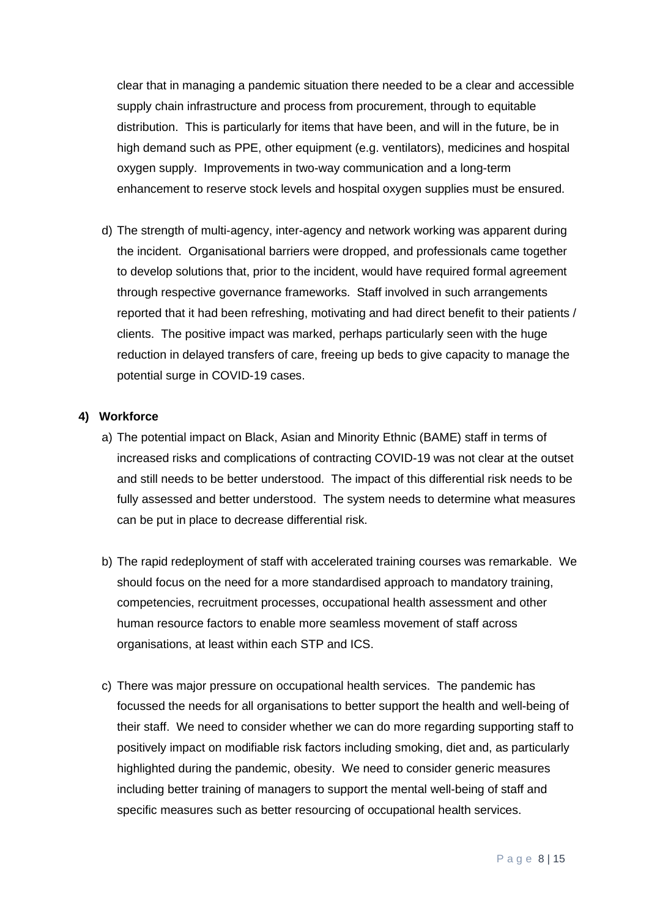clear that in managing a pandemic situation there needed to be a clear and accessible supply chain infrastructure and process from procurement, through to equitable distribution. This is particularly for items that have been, and will in the future, be in high demand such as PPE, other equipment (e.g. ventilators), medicines and hospital oxygen supply. Improvements in two-way communication and a long-term enhancement to reserve stock levels and hospital oxygen supplies must be ensured.

d) The strength of multi-agency, inter-agency and network working was apparent during the incident. Organisational barriers were dropped, and professionals came together to develop solutions that, prior to the incident, would have required formal agreement through respective governance frameworks. Staff involved in such arrangements reported that it had been refreshing, motivating and had direct benefit to their patients / clients. The positive impact was marked, perhaps particularly seen with the huge reduction in delayed transfers of care, freeing up beds to give capacity to manage the potential surge in COVID-19 cases.

**4) Workforce**

a) The potential impact on Black, Asian and Minority Ethnic (BAME) staff in terms of increased risks and complications of contracting COVID-19 was not clear at the outset and still needs to be better understood. The impact of this differential risk needs to be fully assessed and better understood. The system needs to determine what measures can be put in place to decrease differential risk.

b) The rapid redeployment of staff with accelerated training courses was remarkable. We should focus on the need for a more standardised approach to mandatory training, competencies, recruitment processes, occupational health assessment and other human resource factors to enable more seamless movement of staff across organisations, at least within each STP and ICS.

c) There was major pressure on occupational health services. The pandemic has focussed the needs for all organisations to better support the health and well-being of their staff. We need to consider whether we can do more regarding supporting staff to positively impact on modifiable risk factors including smoking, diet and, as particularly highlighted during the pandemic, obesity. We need to consider generic measures including better training of managers to support the mental well-being of staff and specific measures such as better resourcing of occupational health services.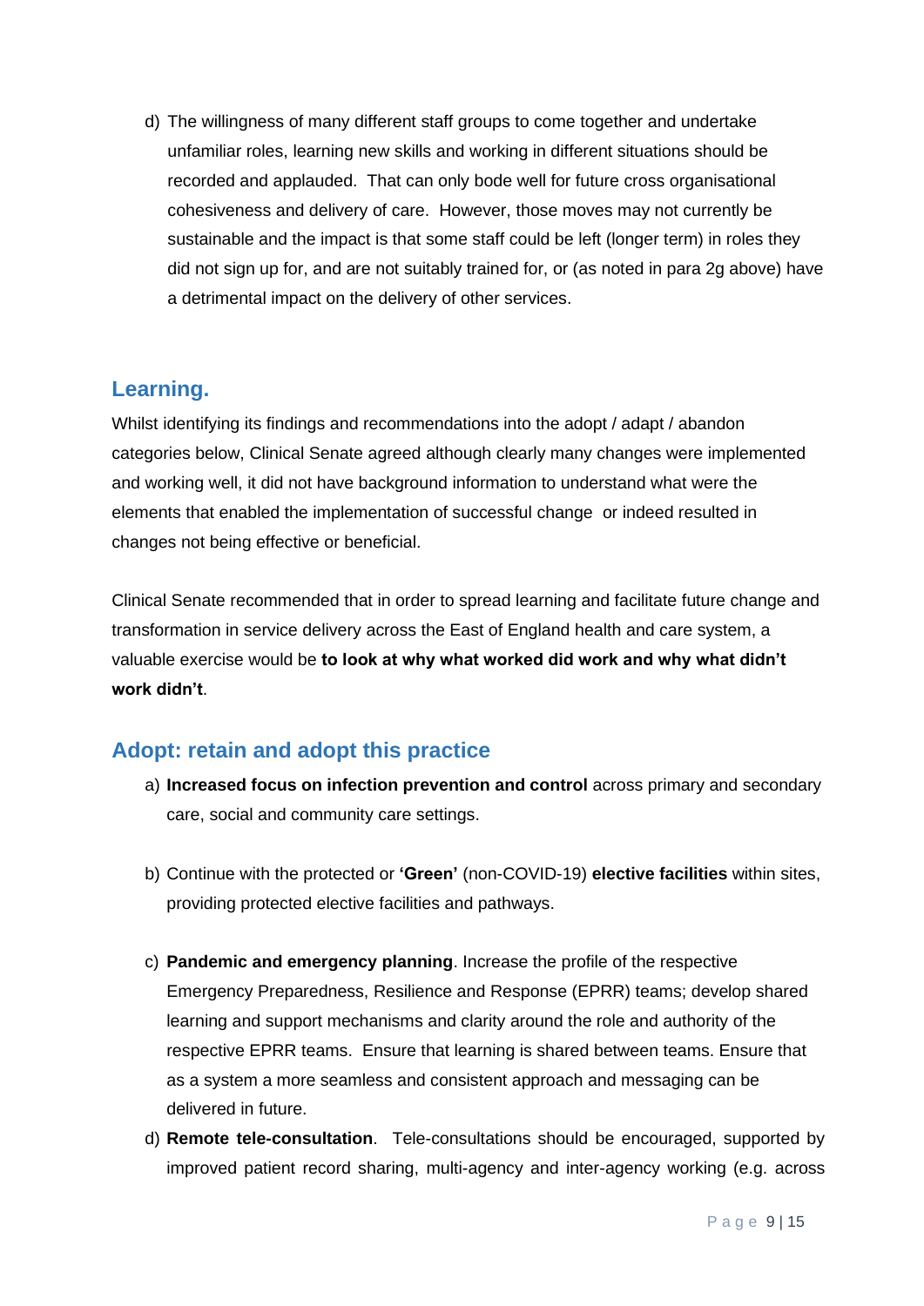d) The willingness of many different staff groups to come together and undertake unfamiliar roles, learning new skills and working in different situations should be recorded and applauded. That can only bode well for future cross organisational cohesiveness and delivery of care. However, those moves may not currently be sustainable and the impact is that some staff could be left (longer term) in roles they did not sign up for, and are not suitably trained for, or (as noted in para 2g above) have a detrimental impact on the delivery of other services.

## Learning.

Whilst identifying its findings and recommendations into the adopt / adapt / abandon categories below, Clinical Senate agreed although clearly many changes were implemented and working well, it did not have background information to understand what were the elements that enabled the implementation of successful change or indeed resulted in changes not being effective or beneficial.

Clinical Senate recommended that in order to spread learning and facilitate future change and transformation in service delivery across the East of England health and care system, a valuable exercise would be **to look at why what worked did work and why what didn't work didn't**.

## Adopt: retain and adopt this practice

a) **Increased focus on infection prevention and control** across primary and secondary care, social and community care settings.

b) Continue with the protected or **'Green'** (non-COVID-19) **elective facilities** within sites, providing protected elective facilities and pathways.

c) **Pandemic and emergency planning**. Increase the profile of the respective Emergency Preparedness, Resilience and Response (EPRR) teams; develop shared learning and support mechanisms and clarity around the role and authority of the respective EPRR teams. Ensure that learning is shared between teams. Ensure that as a system a more seamless and consistent approach and messaging can be delivered in future.

d) **Remote tele-consultation**. Tele-consultations should be encouraged, supported by improved patient record sharing, multi-agency and inter-agency working (e.g. across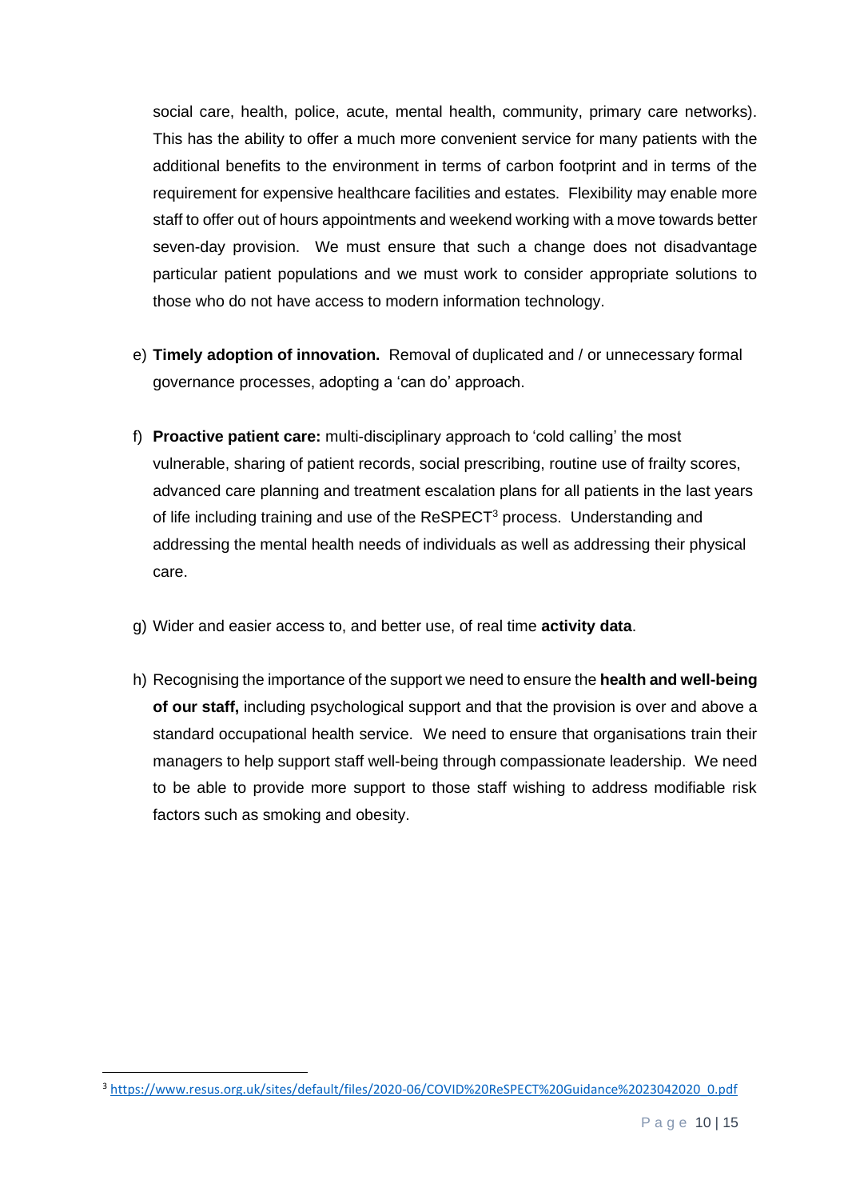social care, health, police, acute, mental health, community, primary care networks). This has the ability to offer a much more convenient service for many patients with the additional benefits to the environment in terms of carbon footprint and in terms of the requirement for expensive healthcare facilities and estates. Flexibility may enable more staff to offer out of hours appointments and weekend working with a move towards better seven-day provision. We must ensure that such a change does not disadvantage particular patient populations and we must work to consider appropriate solutions to those who do not have access to modern information technology.

e) **Timely adoption of innovation.** Removal of duplicated and / or unnecessary formal governance processes, adopting a 'can do' approach.

f) **Proactive patient care:** multi-disciplinary approach to 'cold calling' the most vulnerable, sharing of patient records, social prescribing, routine use of frailty scores, advanced care planning and treatment escalation plans for all patients in the last years of life including training and use of the ReSPECT[3] process. Understanding and addressing the mental health needs of individuals as well as addressing their physical care.

g) Wider and easier access to, and better use, of real time **activity data**.

h) Recognising the importance of the support we need to ensure the **health and well-being of our staff,** including psychological support and that the provision is over and above a standard occupational health service. We need to ensure that organisations train their managers to help support staff well-being through compassionate leadership. We need to be able to provide more support to those staff wishing to address modifiable risk factors such as smoking and obesity.

---

[3] https://www.resus.org.uk/sites/default/files/2020-06/COVID%20ReSPECT%20Guidance%2023042020_0.pdf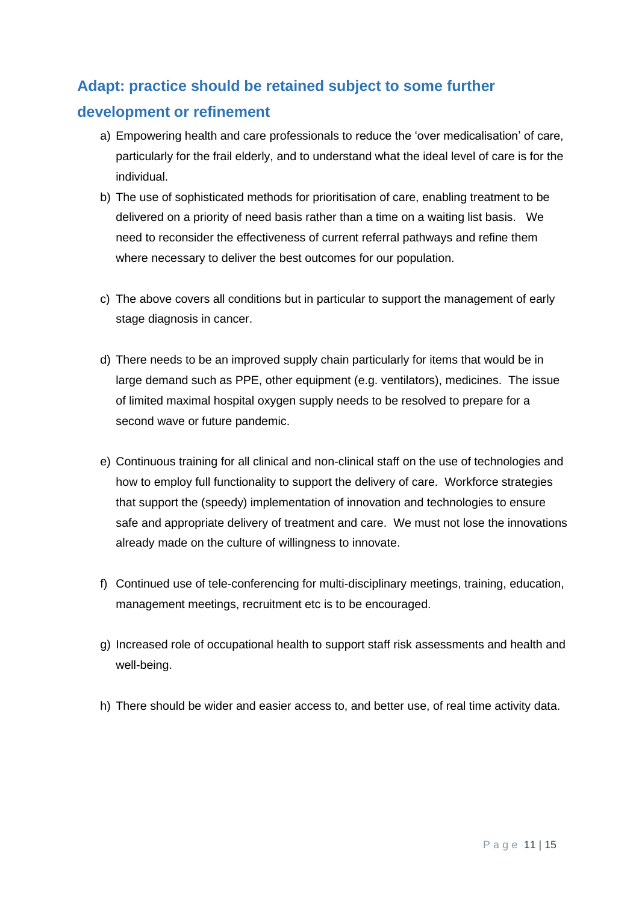## Adapt: practice should be retained subject to some further development or refinement

a) Empowering health and care professionals to reduce the 'over medicalisation' of care, particularly for the frail elderly, and to understand what the ideal level of care is for the individual.

b) The use of sophisticated methods for prioritisation of care, enabling treatment to be delivered on a priority of need basis rather than a time on a waiting list basis. We need to reconsider the effectiveness of current referral pathways and refine them where necessary to deliver the best outcomes for our population.

c) The above covers all conditions but in particular to support the management of early stage diagnosis in cancer.

d) There needs to be an improved supply chain particularly for items that would be in large demand such as PPE, other equipment (e.g. ventilators), medicines. The issue of limited maximal hospital oxygen supply needs to be resolved to prepare for a second wave or future pandemic.

e) Continuous training for all clinical and non-clinical staff on the use of technologies and how to employ full functionality to support the delivery of care. Workforce strategies that support the (speedy) implementation of innovation and technologies to ensure safe and appropriate delivery of treatment and care. We must not lose the innovations already made on the culture of willingness to innovate.

f) Continued use of tele-conferencing for multi-disciplinary meetings, training, education, management meetings, recruitment etc is to be encouraged.

g) Increased role of occupational health to support staff risk assessments and health and well-being.

h) There should be wider and easier access to, and better use, of real time activity data.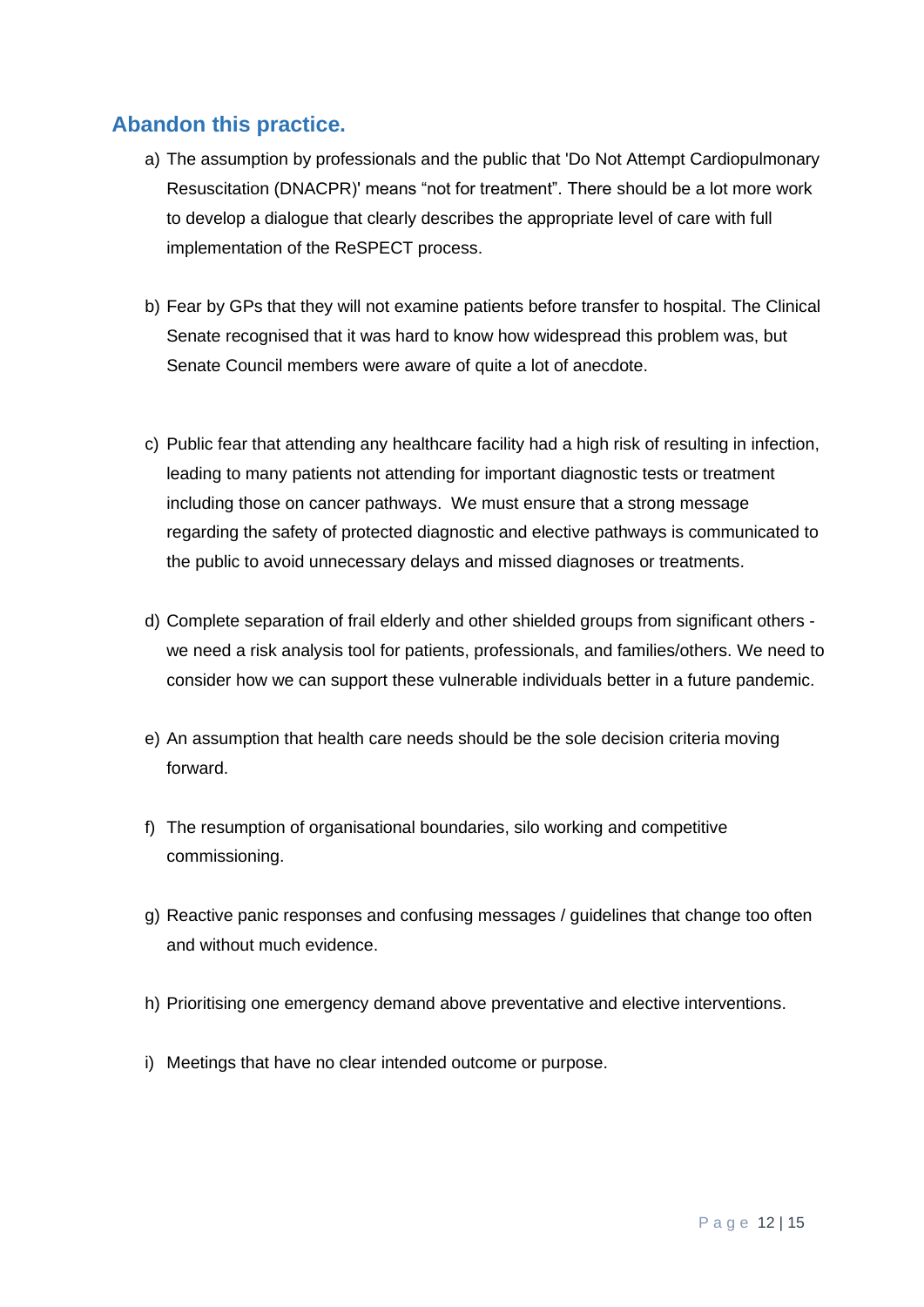## Abandon this practice.

a) The assumption by professionals and the public that 'Do Not Attempt Cardiopulmonary Resuscitation (DNACPR)' means “not for treatment”. There should be a lot more work to develop a dialogue that clearly describes the appropriate level of care with full implementation of the ReSPECT process.

b) Fear by GPs that they will not examine patients before transfer to hospital. The Clinical Senate recognised that it was hard to know how widespread this problem was, but Senate Council members were aware of quite a lot of anecdote.

c) Public fear that attending any healthcare facility had a high risk of resulting in infection, leading to many patients not attending for important diagnostic tests or treatment including those on cancer pathways. We must ensure that a strong message regarding the safety of protected diagnostic and elective pathways is communicated to the public to avoid unnecessary delays and missed diagnoses or treatments.

d) Complete separation of frail elderly and other shielded groups from significant others - we need a risk analysis tool for patients, professionals, and families/others. We need to consider how we can support these vulnerable individuals better in a future pandemic.

e) An assumption that health care needs should be the sole decision criteria moving forward.

f) The resumption of organisational boundaries, silo working and competitive commissioning.

g) Reactive panic responses and confusing messages / guidelines that change too often and without much evidence.

h) Prioritising one emergency demand above preventative and elective interventions.

i) Meetings that have no clear intended outcome or purpose.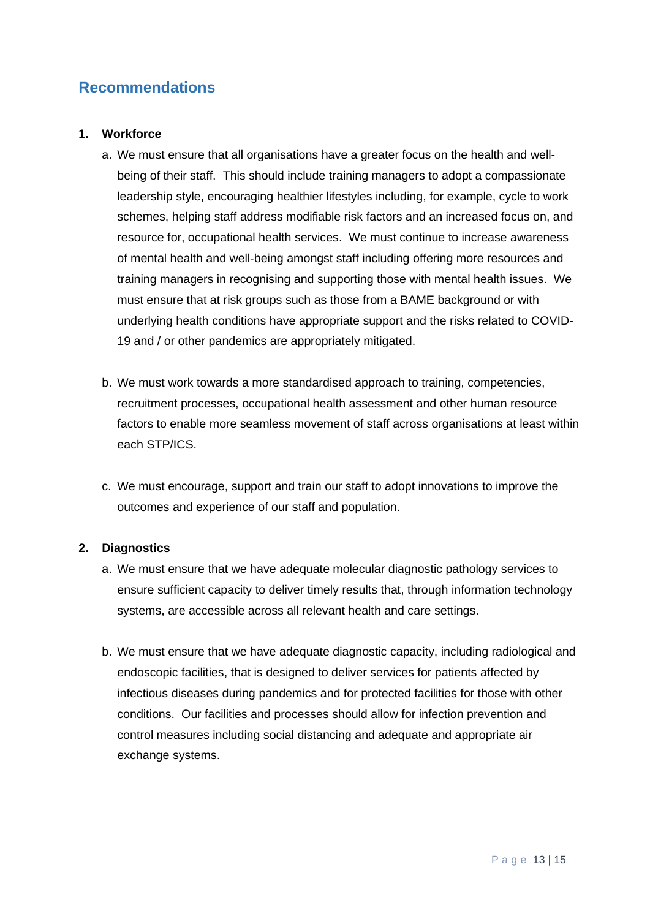## Recommendations

1. **Workforce**

   a. We must ensure that all organisations have a greater focus on the health and well-being of their staff. This should include training managers to adopt a compassionate leadership style, encouraging healthier lifestyles including, for example, cycle to work schemes, helping staff address modifiable risk factors and an increased focus on, and resource for, occupational health services. We must continue to increase awareness of mental health and well-being amongst staff including offering more resources and training managers in recognising and supporting those with mental health issues. We must ensure that at risk groups such as those from a BAME background or with underlying health conditions have appropriate support and the risks related to COVID-19 and / or other pandemics are appropriately mitigated.

   b. We must work towards a more standardised approach to training, competencies, recruitment processes, occupational health assessment and other human resource factors to enable more seamless movement of staff across organisations at least within each STP/ICS.

   c. We must encourage, support and train our staff to adopt innovations to improve the outcomes and experience of our staff and population.

2. **Diagnostics**

   a. We must ensure that we have adequate molecular diagnostic pathology services to ensure sufficient capacity to deliver timely results that, through information technology systems, are accessible across all relevant health and care settings.

   b. We must ensure that we have adequate diagnostic capacity, including radiological and endoscopic facilities, that is designed to deliver services for patients affected by infectious diseases during pandemics and for protected facilities for those with other conditions. Our facilities and processes should allow for infection prevention and control measures including social distancing and adequate and appropriate air exchange systems.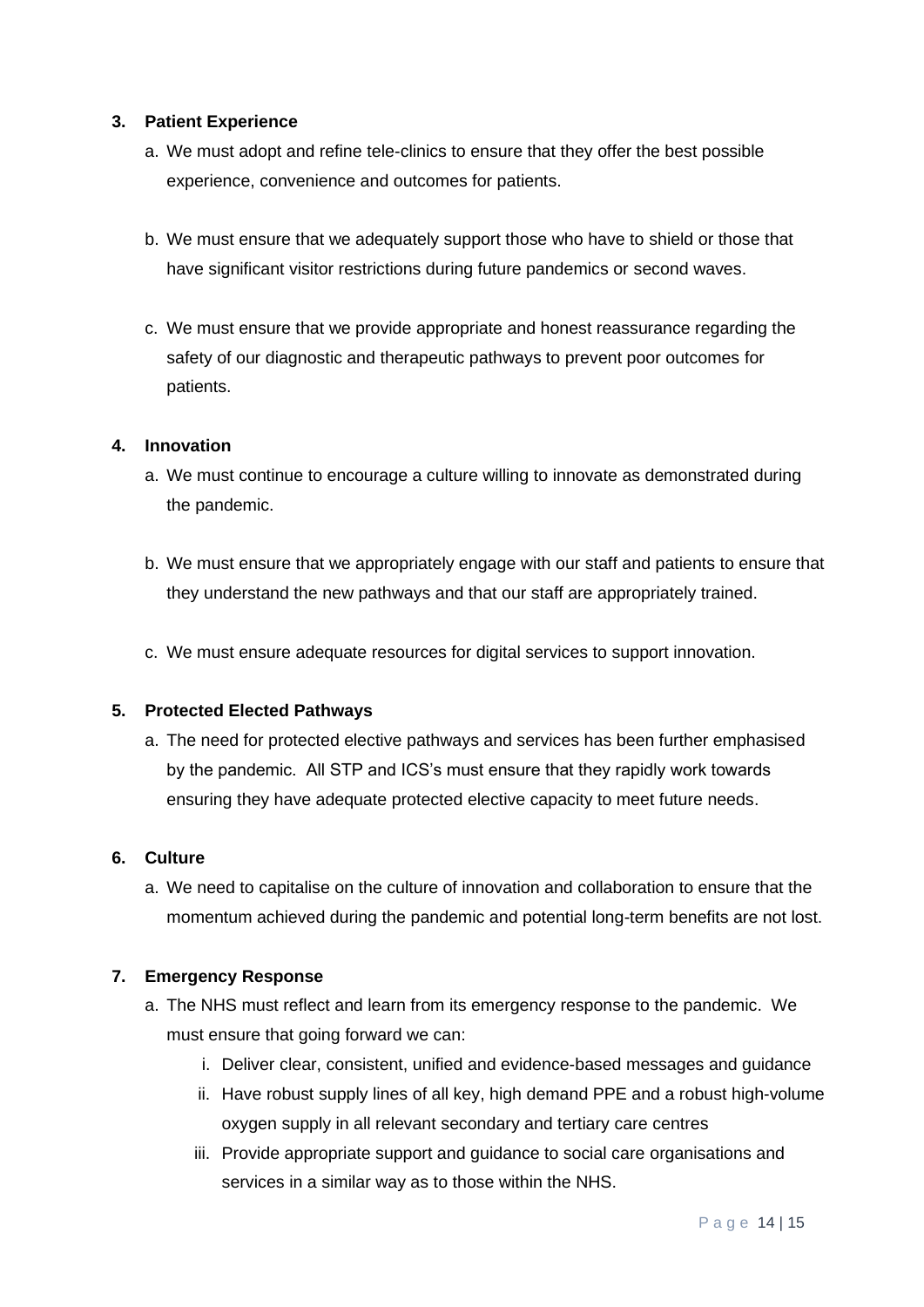**3. Patient Experience**

a. We must adopt and refine tele-clinics to ensure that they offer the best possible experience, convenience and outcomes for patients.

b. We must ensure that we adequately support those who have to shield or those that have significant visitor restrictions during future pandemics or second waves.

c. We must ensure that we provide appropriate and honest reassurance regarding the safety of our diagnostic and therapeutic pathways to prevent poor outcomes for patients.

**4. Innovation**

a. We must continue to encourage a culture willing to innovate as demonstrated during the pandemic.

b. We must ensure that we appropriately engage with our staff and patients to ensure that they understand the new pathways and that our staff are appropriately trained.

c. We must ensure adequate resources for digital services to support innovation.

**5. Protected Elected Pathways**

a. The need for protected elective pathways and services has been further emphasised by the pandemic. All STP and ICS's must ensure that they rapidly work towards ensuring they have adequate protected elective capacity to meet future needs.

**6. Culture**

a. We need to capitalise on the culture of innovation and collaboration to ensure that the momentum achieved during the pandemic and potential long-term benefits are not lost.

**7. Emergency Response**

a. The NHS must reflect and learn from its emergency response to the pandemic. We must ensure that going forward we can:

   i. Deliver clear, consistent, unified and evidence-based messages and guidance

   ii. Have robust supply lines of all key, high demand PPE and a robust high-volume oxygen supply in all relevant secondary and tertiary care centres

   iii. Provide appropriate support and guidance to social care organisations and services in a similar way as to those within the NHS.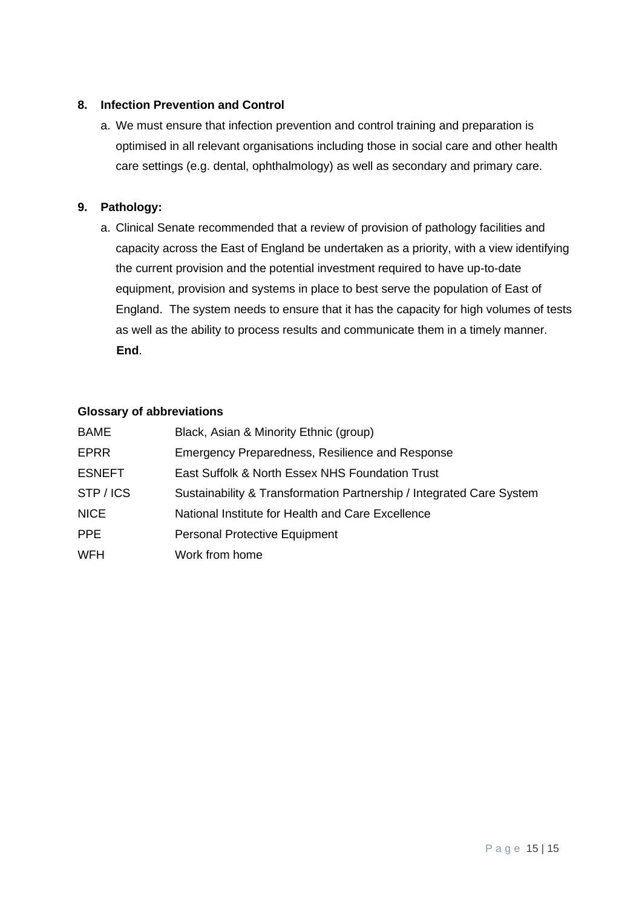**8. Infection Prevention and Control**

a. We must ensure that infection prevention and control training and preparation is optimised in all relevant organisations including those in social care and other health care settings (e.g. dental, ophthalmology) as well as secondary and primary care.

**9. Pathology:**

a. Clinical Senate recommended that a review of provision of pathology facilities and capacity across the East of England be undertaken as a priority, with a view identifying the current provision and the potential investment required to have up-to-date equipment, provision and systems in place to best serve the population of East of England. The system needs to ensure that it has the capacity for high volumes of tests as well as the ability to process results and communicate them in a timely manner.

**End**.

**Glossary of abbreviations**

| | |
|---|---|
| BAME | Black, Asian & Minority Ethnic (group) |
| EPRR | Emergency Preparedness, Resilience and Response |
| ESNEFT | East Suffolk & North Essex NHS Foundation Trust |
| STP / ICS | Sustainability & Transformation Partnership / Integrated Care System |
| NICE | National Institute for Health and Care Excellence |
| PPE | Personal Protective Equipment |
| WFH | Work from home |